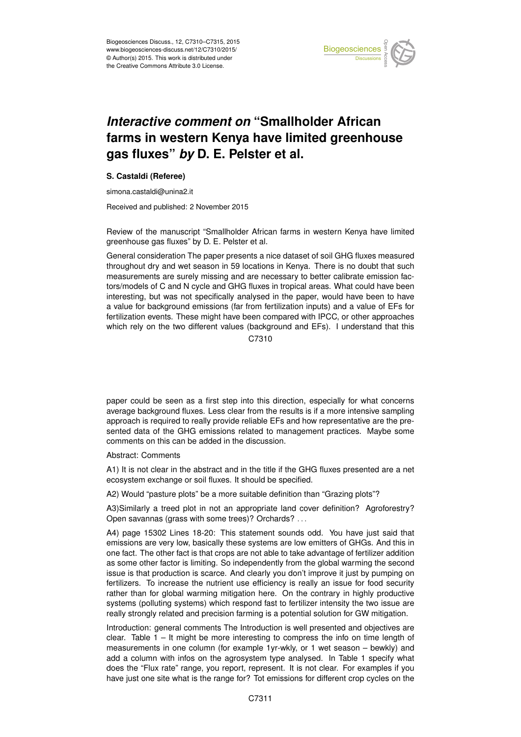# *Interactive comment on* "Smallholder African farms in western Kenya have limited greenhouse gas fluxes" *by* D. E. Pelster et al.

**S. Castaldi (Referee)**

simona.castaldi@unina2.it

Received and published: 2 November 2015

Review of the manuscript "Smallholder African farms in western Kenya have limited greenhouse gas fluxes" by D. E. Pelster et al.

General consideration The paper presents a nice dataset of soil GHG fluxes measured throughout dry and wet season in 59 locations in Kenya. There is no doubt that such measurements are surely missing and are necessary to better calibrate emission factors/models of C and N cycle and GHG fluxes in tropical areas. What could have been interesting, but was not specifically analysed in the paper, would have been to have a value for background emissions (far from fertilization inputs) and a value of EFs for fertilization events. These might have been compared with IPCC, or other approaches which rely on the two different values (background and EFs). I understand that this paper could be seen as a first step into this direction, especially for what concerns average background fluxes. Less clear from the results is if a more intensive sampling approach is required to really provide reliable EFs and how representative are the presented data of the GHG emissions related to management practices. Maybe some comments on this can be added in the discussion.

Abstract: Comments

A1) It is not clear in the abstract and in the title if the GHG fluxes presented are a net ecosystem exchange or soil fluxes. It should be specified.

A2) Would "pasture plots" be a more suitable definition than "Grazing plots"?

A3)Similarly a treed plot in not an appropriate land cover definition? Agroforestry? Open savannas (grass with some trees)? Orchards? . . .

A4) page 15302 Lines 18-20: This statement sounds odd. You have just said that emissions are very low, basically these systems are low emitters of GHGs. And this in one fact. The other fact is that crops are not able to take advantage of fertilizer addition as some other factor is limiting. So independently from the global warming the second issue is that production is scarce. And clearly you don't improve it just by pumping on fertilizers. To increase the nutrient use efficiency is really an issue for food security rather than for global warming mitigation here. On the contrary in highly productive systems (polluting systems) which respond fast to fertilizer intensity the two issue are really strongly related and precision farming is a potential solution for GW mitigation.

Introduction: general comments The Introduction is well presented and objectives are clear. Table 1 – It might be more interesting to compress the info on time length of measurements in one column (for example 1yr-wkly, or 1 wet season – bewkly) and add a column with infos on the agrosystem type analysed. In Table 1 specify what does the "Flux rate" range, you report, represent. It is not clear. For examples if you have just one site what is the range for? Tot emissions for different crop cycles on the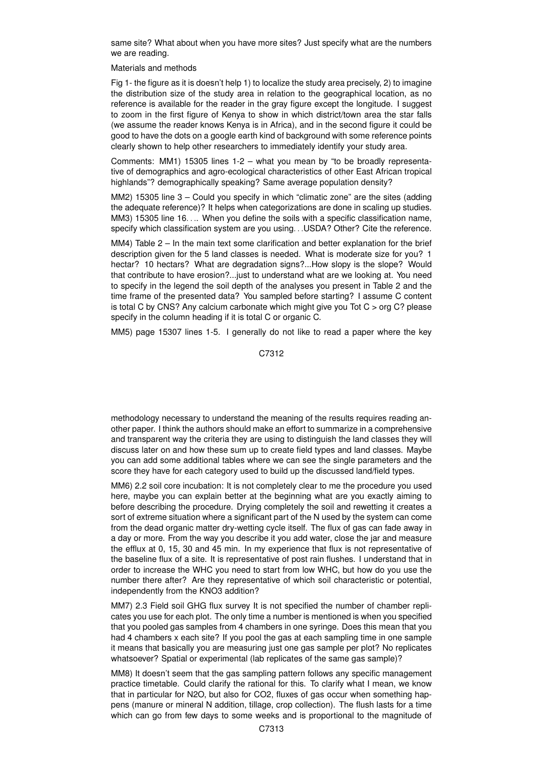same site? What about when you have more sites? Just specify what are the numbers we are reading.

Materials and methods

Fig 1- the figure as it is doesn't help 1) to localize the study area precisely, 2) to imagine the distribution size of the study area in relation to the geographical location, as no reference is available for the reader in the gray figure except the longitude. I suggest to zoom in the first figure of Kenya to show in which district/town area the star falls (we assume the reader knows Kenya is in Africa), and in the second figure it could be good to have the dots on a google earth kind of background with some reference points clearly shown to help other researchers to immediately identify your study area.

Comments: MM1) 15305 lines 1-2 – what you mean by "to be broadly representative of demographics and agro-ecological characteristics of other East African tropical highlands"? demographically speaking? Same average population density?

MM2) 15305 line 3 – Could you specify in which "climatic zone" are the sites (adding the adequate reference)? It helps when categorizations are done in scaling up studies. MM3) 15305 line 16. . .. When you define the soils with a specific classification name, specify which classification system are you using. . .USDA? Other? Cite the reference.

MM4) Table 2 – In the main text some clarification and better explanation for the brief description given for the 5 land classes is needed. What is moderate size for you? 1 hectar? 10 hectars? What are degradation signs?...How slopy is the slope? Would that contribute to have erosion?...just to understand what are we looking at. You need to specify in the legend the soil depth of the analyses you present in Table 2 and the time frame of the presented data? You sampled before starting? I assume C content is total C by CNS? Any calcium carbonate which might give you Tot C > org C? please specify in the column heading if it is total C or organic C.

MM5) page 15307 lines 1-5. I generally do not like to read a paper where the key methodology necessary to understand the meaning of the results requires reading another paper. I think the authors should make an effort to summarize in a comprehensive and transparent way the criteria they are using to distinguish the land classes they will discuss later on and how these sum up to create field types and land classes. Maybe you can add some additional tables where we can see the single parameters and the score they have for each category used to build up the discussed land/field types.

MM6) 2.2 soil core incubation: It is not completely clear to me the procedure you used here, maybe you can explain better at the beginning what are you exactly aiming to before describing the procedure. Drying completely the soil and rewetting it creates a sort of extreme situation where a significant part of the N used by the system can come from the dead organic matter dry-wetting cycle itself. The flux of gas can fade away in a day or more. From the way you describe it you add water, close the jar and measure the efflux at 0, 15, 30 and 45 min. In my experience that flux is not representative of the baseline flux of a site. It is representative of post rain flushes. I understand that in order to increase the WHC you need to start from low WHC, but how do you use the number there after? Are they representative of which soil characteristic or potential, independently from the $KNO_3$ addition?

MM7) 2.3 Field soil GHG flux survey It is not specified the number of chamber replicates you use for each plot. The only time a number is mentioned is when you specified that you pooled gas samples from 4 chambers in one syringe. Does this mean that you had 4 chambers x each site? If you pool the gas at each sampling time in one sample it means that basically you are measuring just one gas sample per plot? No replicates whatsoever? Spatial or experimental (lab replicates of the same gas sample)?

MM8) It doesn't seem that the gas sampling pattern follows any specific management practice timetable. Could clarify the rational for this. To clarify what I mean, we know that in particular for $N_2O$, but also for $CO_2$, fluxes of gas occur when something happens (manure or mineral N addition, tillage, crop collection). The flush lasts for a time which can go from few days to some weeks and is proportional to the magnitude of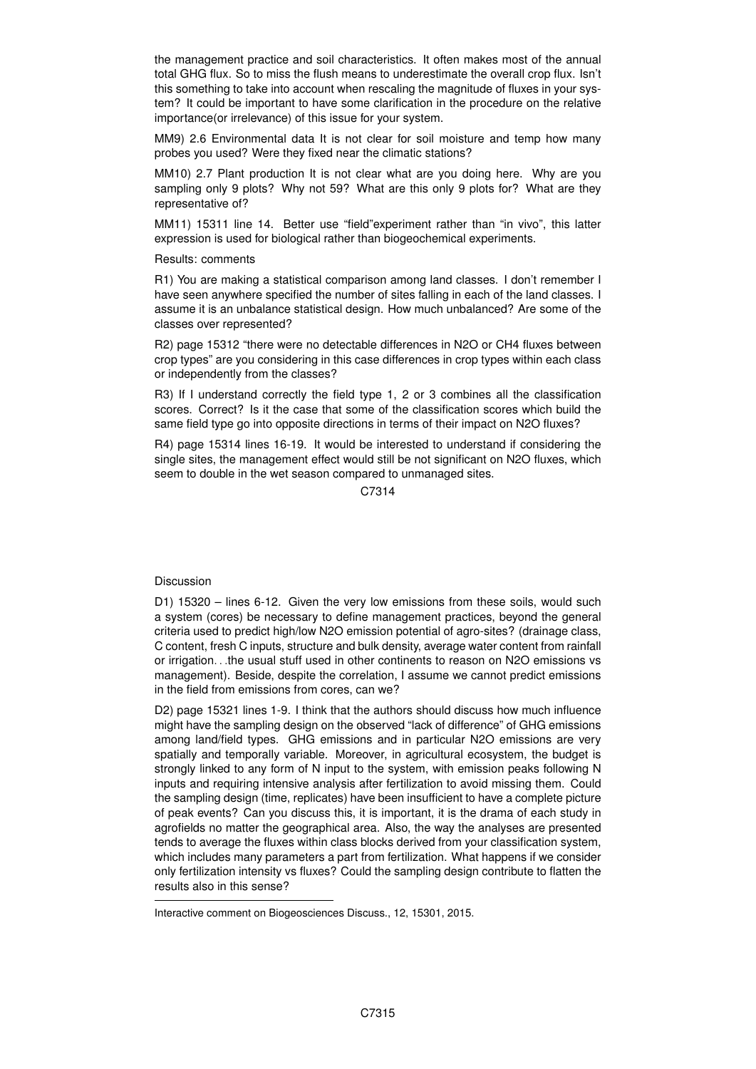the management practice and soil characteristics. It often makes most of the annual total GHG flux. So to miss the flush means to underestimate the overall crop flux. Isn't this something to take into account when rescaling the magnitude of fluxes in your system? It could be important to have some clarification in the procedure on the relative importance(or irrelevance) of this issue for your system.

MM9) 2.6 Environmental data It is not clear for soil moisture and temp how many probes you used? Were they fixed near the climatic stations?

MM10) 2.7 Plant production It is not clear what are you doing here. Why are you sampling only 9 plots? Why not 59? What are this only 9 plots for? What are they representative of?

MM11) 15311 line 14. Better use "field"experiment rather than "in vivo", this latter expression is used for biological rather than biogeochemical experiments.

Results: comments

R1) You are making a statistical comparison among land classes. I don't remember I have seen anywhere specified the number of sites falling in each of the land classes. I assume it is an unbalance statistical design. How much unbalanced? Are some of the classes over represented?

R2) page 15312 "there were no detectable differences in N2O or CH4 fluxes between crop types" are you considering in this case differences in crop types within each class or independently from the classes?

R3) If I understand correctly the field type 1, 2 or 3 combines all the classification scores. Correct? Is it the case that some of the classification scores which build the same field type go into opposite directions in terms of their impact on N2O fluxes?

R4) page 15314 lines 16-19. It would be interested to understand if considering the single sites, the management effect would still be not significant on N2O fluxes, which seem to double in the wet season compared to unmanaged sites.

Discussion

D1) 15320 – lines 6-12. Given the very low emissions from these soils, would such a system (cores) be necessary to define management practices, beyond the general criteria used to predict high/low N2O emission potential of agro-sites? (drainage class, C content, fresh C inputs, structure and bulk density, average water content from rainfall or irrigation…the usual stuff used in other continents to reason on N2O emissions vs management). Beside, despite the correlation, I assume we cannot predict emissions in the field from emissions from cores, can we?

D2) page 15321 lines 1-9. I think that the authors should discuss how much influence might have the sampling design on the observed "lack of difference" of GHG emissions among land/field types. GHG emissions and in particular N2O emissions are very spatially and temporally variable. Moreover, in agricultural ecosystem, the budget is strongly linked to any form of N input to the system, with emission peaks following N inputs and requiring intensive analysis after fertilization to avoid missing them. Could the sampling design (time, replicates) have been insufficient to have a complete picture of peak events? Can you discuss this, it is important, it is the drama of each study in agrofields no matter the geographical area. Also, the way the analyses are presented tends to average the fluxes within class blocks derived from your classification system, which includes many parameters a part from fertilization. What happens if we consider only fertilization intensity vs fluxes? Could the sampling design contribute to flatten the results also in this sense?

---

Interactive comment on Biogeosciences Discuss., 12, 15301, 2015.